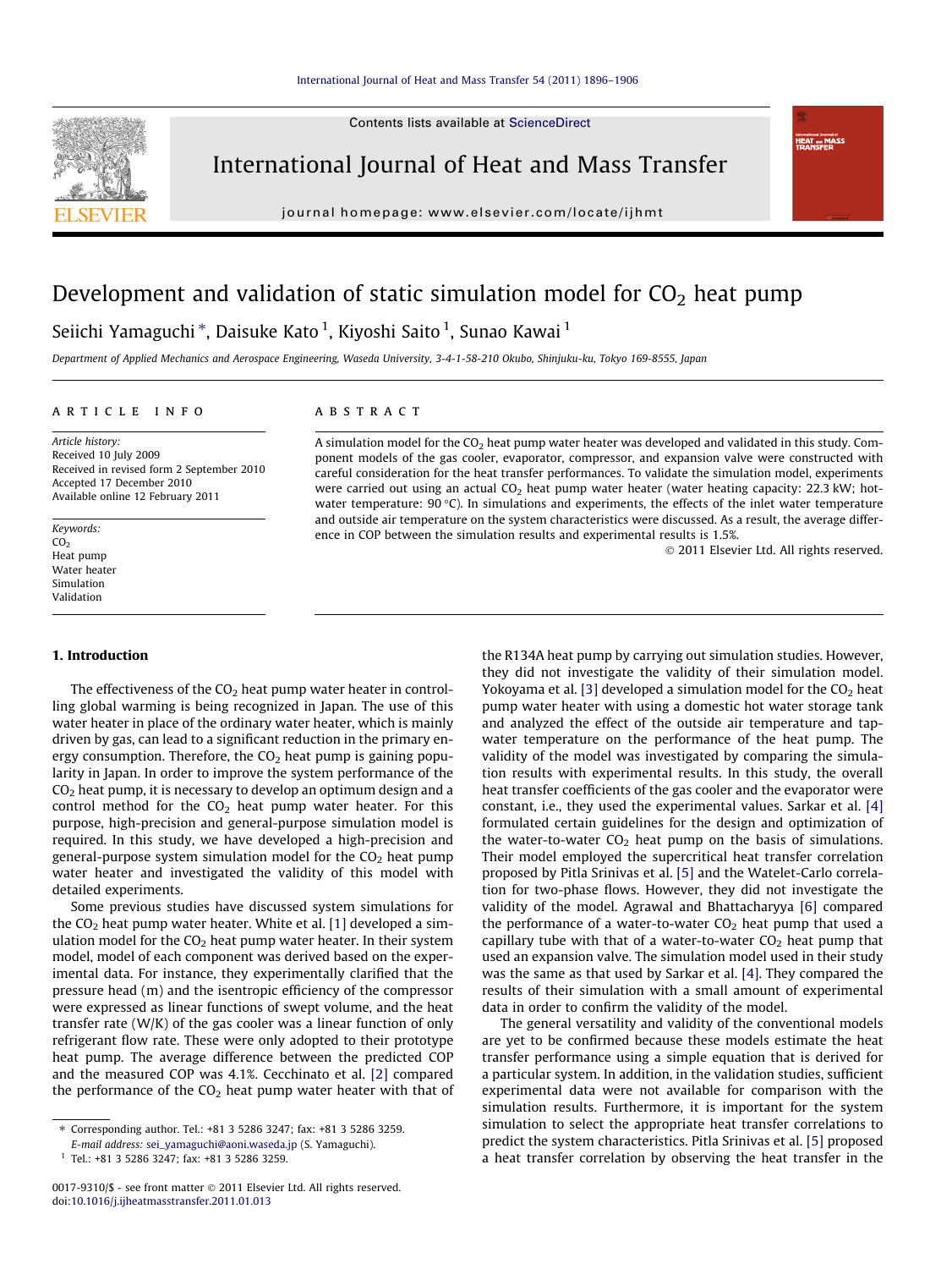# Development and validation of static simulation model for $CO_2$ heat pump

Seiichi Yamaguchi *, Daisuke Kato [1], Kiyoshi Saito [1], Sunao Kawai [1]

*Department of Applied Mechanics and Aerospace Engineering, Waseda University, 3-4-1-58-210 Okubo, Shinjuku-ku, Tokyo 169-8555, Japan*

## ARTICLE INFO

*Article history:*
Received 10 July 2009
Received in revised form 2 September 2010
Accepted 17 December 2010
Available online 12 February 2011

*Keywords:*
$CO_2$
Heat pump
Water heater
Simulation
Validation

## ABSTRACT

A simulation model for the $CO_2$ heat pump water heater was developed and validated in this study. Component models of the gas cooler, evaporator, compressor, and expansion valve were constructed with careful consideration for the heat transfer performances. To validate the simulation model, experiments were carried out using an actual $CO_2$ heat pump water heater (water heating capacity: 22.3 kW; hot-water temperature: 90 °C). In simulations and experiments, the effects of the inlet water temperature and outside air temperature on the system characteristics were discussed. As a result, the average difference in COP between the simulation results and experimental results is 1.5%.

© 2011 Elsevier Ltd. All rights reserved.

## 1. Introduction

The effectiveness of the $CO_2$ heat pump water heater in controlling global warming is being recognized in Japan. The use of this water heater in place of the ordinary water heater, which is mainly driven by gas, can lead to a significant reduction in the primary energy consumption. Therefore, the $CO_2$ heat pump is gaining popularity in Japan. In order to improve the system performance of the $CO_2$ heat pump, it is necessary to develop an optimum design and a control method for the $CO_2$ heat pump water heater. For this purpose, high-precision and general-purpose simulation model is required. In this study, we have developed a high-precision and general-purpose system simulation model for the $CO_2$ heat pump water heater and investigated the validity of this model with detailed experiments.

Some previous studies have discussed system simulations for the $CO_2$ heat pump water heater. White et al. [1] developed a simulation model for the $CO_2$ heat pump water heater. In their system model, model of each component was derived based on the experimental data. For instance, they experimentally clarified that the pressure head (m) and the isentropic efficiency of the compressor were expressed as linear functions of swept volume, and the heat transfer rate (W/K) of the gas cooler was a linear function of only refrigerant flow rate. These were only adopted to their prototype heat pump. The average difference between the predicted COP and the measured COP was 4.1%. Cecchinato et al. [2] compared the performance of the $CO_2$ heat pump water heater with that of the R134A heat pump by carrying out simulation studies. However, they did not investigate the validity of their simulation model. Yokoyama et al. [3] developed a simulation model for the $CO_2$ heat pump water heater with using a domestic hot water storage tank and analyzed the effect of the outside air temperature and tap-water temperature on the performance of the heat pump. The validity of the model was investigated by comparing the simulation results with experimental results. In this study, the overall heat transfer coefficients of the gas cooler and the evaporator were constant, i.e., they used the experimental values. Sarkar et al. [4] formulated certain guidelines for the design and optimization of the water-to-water $CO_2$ heat pump on the basis of simulations. Their model employed the supercritical heat transfer correlation proposed by Pitla Srinivas et al. [5] and the Watelet-Carlo correlation for two-phase flows. However, they did not investigate the validity of the model. Agrawal and Bhattacharyya [6] compared the performance of a water-to-water $CO_2$ heat pump that used a capillary tube with that of a water-to-water $CO_2$ heat pump that used an expansion valve. The simulation model used in their study was the same as that used by Sarkar et al. [4]. They compared the results of their simulation with a small amount of experimental data in order to confirm the validity of the model.

The general versatility and validity of the conventional models are yet to be confirmed because these models estimate the heat transfer performance using a simple equation that is derived for a particular system. In addition, in the validation studies, sufficient experimental data were not available for comparison with the simulation results. Furthermore, it is important for the system simulation to select the appropriate heat transfer correlations to predict the system characteristics. Pitla Srinivas et al. [5] proposed a heat transfer correlation by observing the heat transfer in the

---

* Corresponding author. Tel.: +81 3 5286 3247; fax: +81 3 5286 3259.
E-mail address: sei_yamaguchi@aoni.waseda.jp (S. Yamaguchi).

[1] Tel.: +81 3 5286 3247; fax: +81 3 5286 3259.

0017-9310/$ - see front matter © 2011 Elsevier Ltd. All rights reserved.
doi:10.1016/j.ijheatmasstransfer.2011.01.013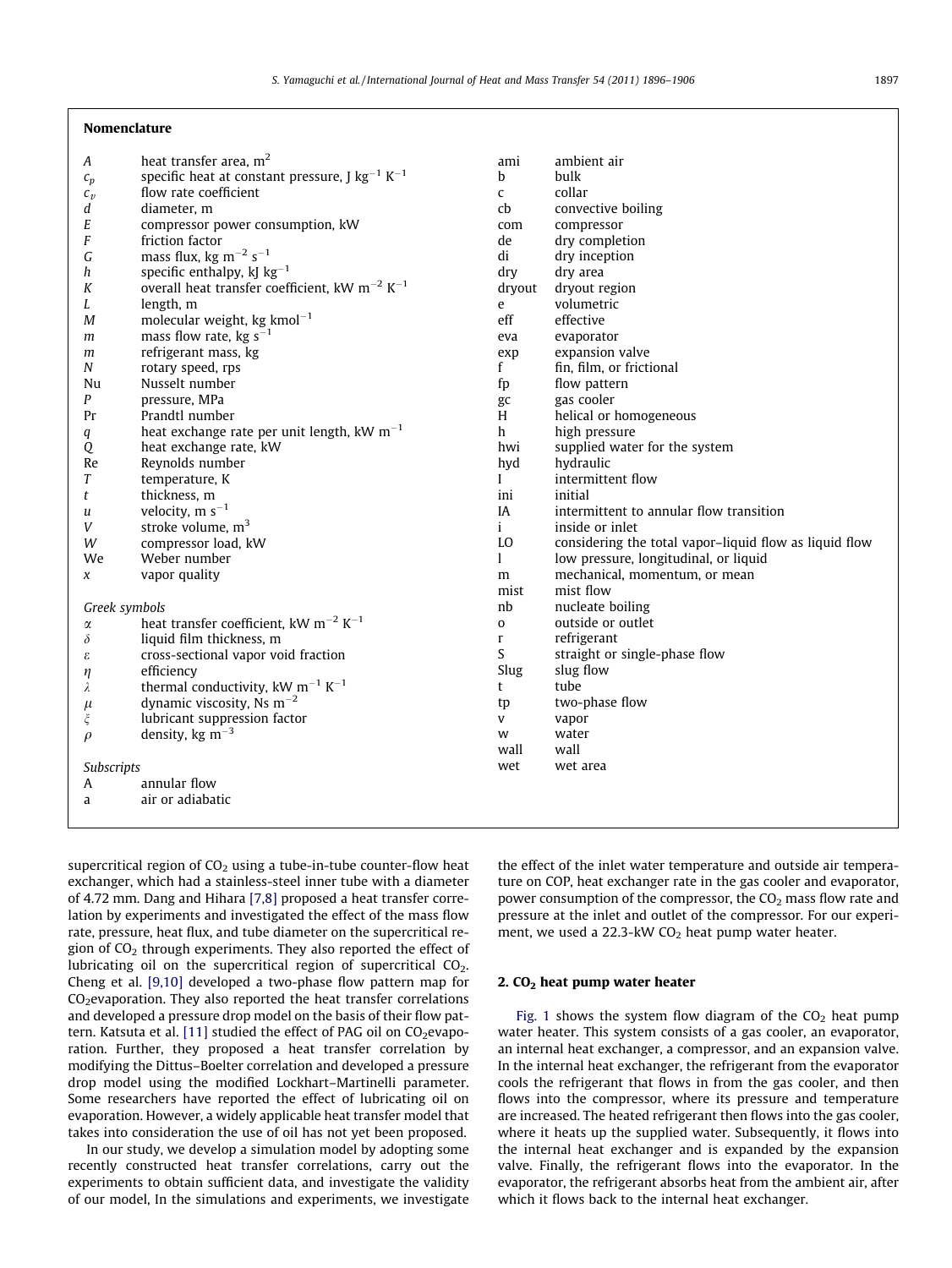## Nomenclature

| Symbol | Description |
|---|---|
| $A$ | heat transfer area, $m^2$ |
| $c_p$ | specific heat at constant pressure, J $kg^{-1}$ $K^{-1}$ |
| $c_v$ | flow rate coefficient |
| $d$ | diameter, m |
| $E$ | compressor power consumption, kW |
| $F$ | friction factor |
| $G$ | mass flux, kg $m^{-2}$ $s^{-1}$ |
| $h$ | specific enthalpy, kJ $kg^{-1}$ |
| $K$ | overall heat transfer coefficient, kW $m^{-2}$ $K^{-1}$ |
| $L$ | length, m |
| $M$ | molecular weight, kg $kmol^{-1}$ |
| $m$ | mass flow rate, kg $s^{-1}$ |
| $m$ | refrigerant mass, kg |
| $N$ | rotary speed, rps |
| Nu | Nusselt number |
| $P$ | pressure, MPa |
| Pr | Prandtl number |
| $q$ | heat exchange rate per unit length, kW $m^{-1}$ |
| $Q$ | heat exchange rate, kW |
| Re | Reynolds number |
| $T$ | temperature, K |
| $t$ | thickness, m |
| $u$ | velocity, m $s^{-1}$ |
| $V$ | stroke volume, $m^3$ |
| $W$ | compressor load, kW |
| We | Weber number |
| $x$ | vapor quality |

*Greek symbols*

| Symbol | Description |
|---|---|
| $\alpha$ | heat transfer coefficient, kW $m^{-2}$ $K^{-1}$ |
| $\delta$ | liquid film thickness, m |
| $\varepsilon$ | cross-sectional vapor void fraction |
| $\eta$ | efficiency |
| $\lambda$ | thermal conductivity, kW $m^{-1}$ $K^{-1}$ |
| $\mu$ | dynamic viscosity, Ns $m^{-2}$ |
| $\xi$ | lubricant suppression factor |
| $\rho$ | density, kg $m^{-3}$ |

*Subscripts*

| Symbol | Description |
|---|---|
| A | annular flow |
| a | air or adiabatic |
| ami | ambient air |
| b | bulk |
| c | collar |
| cb | convective boiling |
| com | compressor |
| de | dry completion |
| di | dry inception |
| dry | dry area |
| dryout | dryout region |
| e | volumetric |
| eff | effective |
| eva | evaporator |
| exp | expansion valve |
| f | fin, film, or frictional |
| fp | flow pattern |
| gc | gas cooler |
| H | helical or homogeneous |
| h | high pressure |
| hwi | supplied water for the system |
| hyd | hydraulic |
| I | intermittent flow |
| ini | initial |
| IA | intermittent to annular flow transition |
| i | inside or inlet |
| LO | considering the total vapor–liquid flow as liquid flow |
| l | low pressure, longitudinal, or liquid |
| m | mechanical, momentum, or mean |
| mist | mist flow |
| nb | nucleate boiling |
| o | outside or outlet |
| r | refrigerant |
| S | straight or single-phase flow |
| Slug | slug flow |
| t | tube |
| tp | two-phase flow |
| v | vapor |
| w | water |
| wall | wall |
| wet | wet area |

supercritical region of $CO_2$ using a tube-in-tube counter-flow heat exchanger, which had a stainless-steel inner tube with a diameter of 4.72 mm. Dang and Hihara [7,8] proposed a heat transfer correlation by experiments and investigated the effect of the mass flow rate, pressure, heat flux, and tube diameter on the supercritical region of $CO_2$ through experiments. They also reported the effect of lubricating oil on the supercritical region of supercritical $CO_2$. Cheng et al. [9,10] developed a two-phase flow pattern map for $CO_2$evaporation. They also reported the heat transfer correlations and developed a pressure drop model on the basis of their flow pattern. Katsuta et al. [11] studied the effect of PAG oil on $CO_2$evaporation. Further, they proposed a heat transfer correlation by modifying the Dittus–Boelter correlation and developed a pressure drop model using the modified Lockhart–Martinelli parameter. Some researchers have reported the effect of lubricating oil on evaporation. However, a widely applicable heat transfer model that takes into consideration the use of oil has not yet been proposed.

In our study, we develop a simulation model by adopting some recently constructed heat transfer correlations, carry out the experiments to obtain sufficient data, and investigate the validity of our model, In the simulations and experiments, we investigate the effect of the inlet water temperature and outside air temperature on COP, heat exchanger rate in the gas cooler and evaporator, power consumption of the compressor, the $CO_2$ mass flow rate and pressure at the inlet and outlet of the compressor. For our experiment, we used a 22.3-kW $CO_2$ heat pump water heater.

## 2. $CO_2$ heat pump water heater

Fig. 1 shows the system flow diagram of the $CO_2$ heat pump water heater. This system consists of a gas cooler, an evaporator, an internal heat exchanger, a compressor, and an expansion valve. In the internal heat exchanger, the refrigerant from the evaporator cools the refrigerant that flows in from the gas cooler, and then flows into the compressor, where its pressure and temperature are increased. The heated refrigerant then flows into the gas cooler, where it heats up the supplied water. Subsequently, it flows into the internal heat exchanger and is expanded by the expansion valve. Finally, the refrigerant flows into the evaporator. In the evaporator, the refrigerant absorbs heat from the ambient air, after which it flows back to the internal heat exchanger.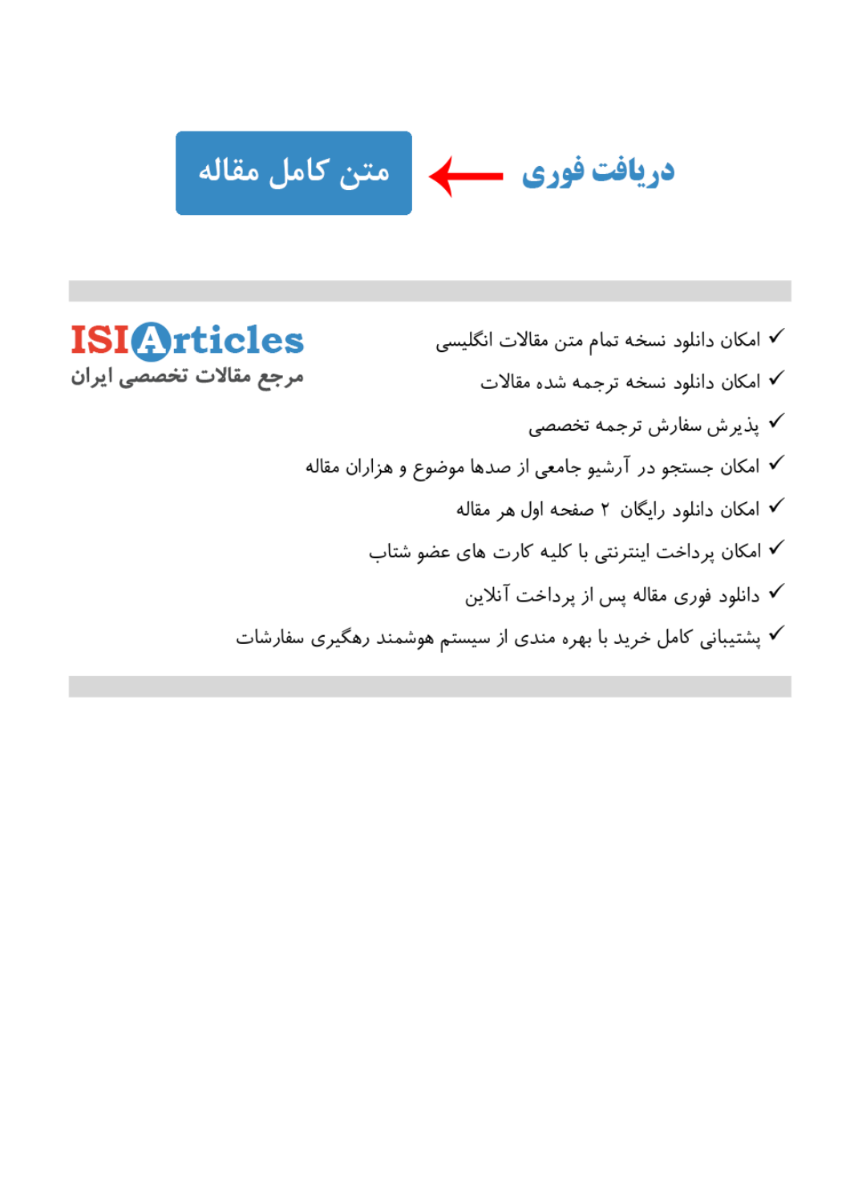دریافت فوری ← متن کامل مقاله

ISIArticles
مرجع مقالات تخصصی ایران

- ✓ امکان دانلود نسخه تمام متن مقالات انگلیسی
- ✓ امکان دانلود نسخه ترجمه شده مقالات
- ✓ پذیرش سفارش ترجمه تخصصی
- ✓ امکان جستجو در آرشیو جامعی از صدها موضوع و هزاران مقاله
- ✓ امکان دانلود رایگان ۲ صفحه اول هر مقاله
- ✓ امکان پرداخت اینترنتی با کلیه کارت های عضو شتاب
- ✓ دانلود فوری مقاله پس از پرداخت آنلاین
- ✓ پشتیبانی کامل خرید با بهره مندی از سیستم هوشمند رهگیری سفارشات